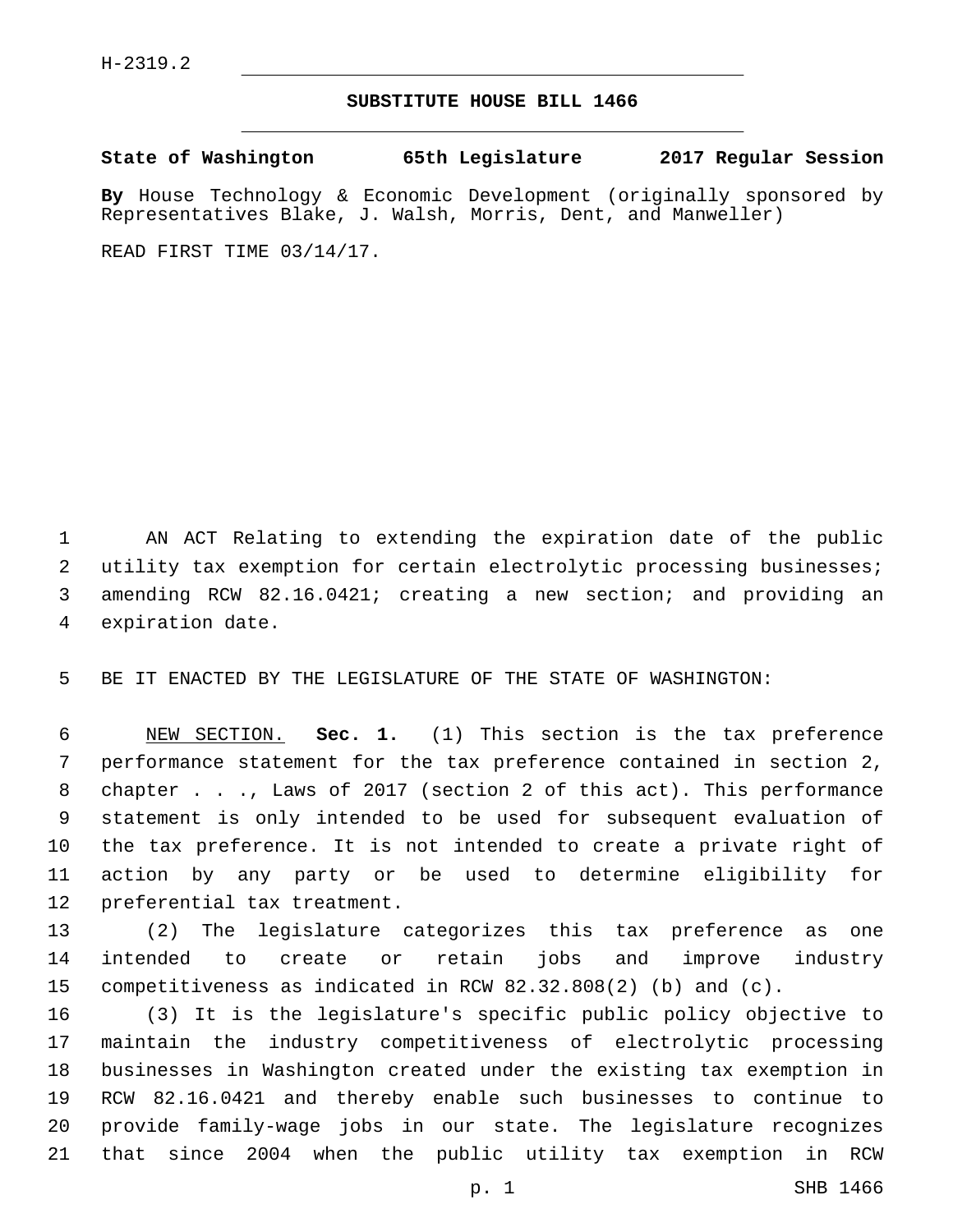H-2319.2

# SUBSTITUTE HOUSE BILL 1466

**State of Washington 65th Legislature 2017 Regular Session**

**By** House Technology & Economic Development (originally sponsored by Representatives Blake, J. Walsh, Morris, Dent, and Manweller)

READ FIRST TIME 03/14/17.

AN ACT Relating to extending the expiration date of the public utility tax exemption for certain electrolytic processing businesses; amending RCW 82.16.0421; creating a new section; and providing an expiration date.

BE IT ENACTED BY THE LEGISLATURE OF THE STATE OF WASHINGTON:

NEW SECTION. **Sec. 1.** (1) This section is the tax preference performance statement for the tax preference contained in section 2, chapter . . ., Laws of 2017 (section 2 of this act). This performance statement is only intended to be used for subsequent evaluation of the tax preference. It is not intended to create a private right of action by any party or be used to determine eligibility for preferential tax treatment.

(2) The legislature categorizes this tax preference as one intended to create or retain jobs and improve industry competitiveness as indicated in RCW 82.32.808(2) (b) and (c).

(3) It is the legislature's specific public policy objective to maintain the industry competitiveness of electrolytic processing businesses in Washington created under the existing tax exemption in RCW 82.16.0421 and thereby enable such businesses to continue to provide family-wage jobs in our state. The legislature recognizes that since 2004 when the public utility tax exemption in RCW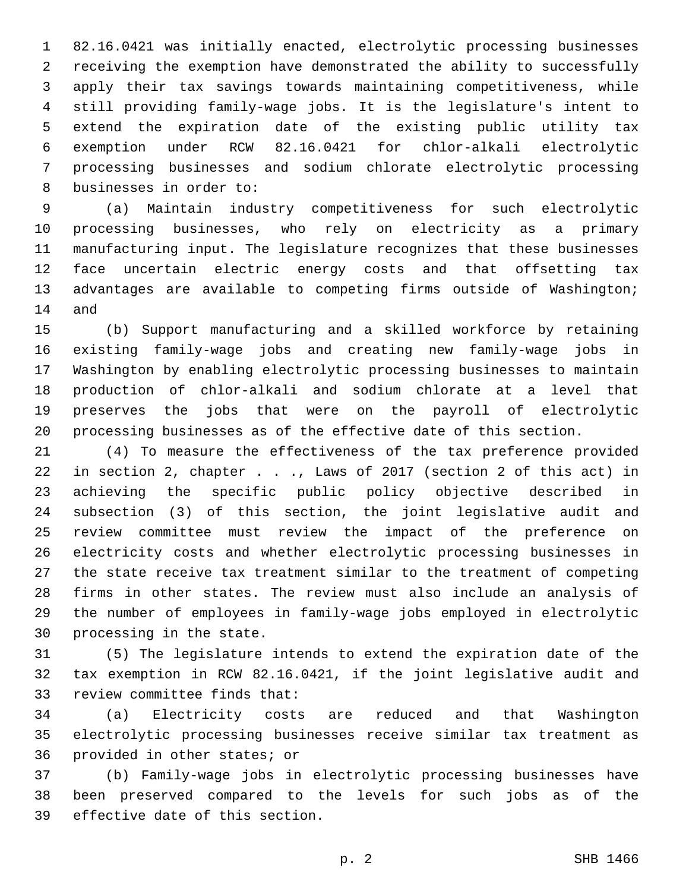82.16.0421 was initially enacted, electrolytic processing businesses receiving the exemption have demonstrated the ability to successfully apply their tax savings towards maintaining competitiveness, while still providing family-wage jobs. It is the legislature's intent to extend the expiration date of the existing public utility tax exemption under RCW 82.16.0421 for chlor-alkali electrolytic processing businesses and sodium chlorate electrolytic processing businesses in order to:

(a) Maintain industry competitiveness for such electrolytic processing businesses, who rely on electricity as a primary manufacturing input. The legislature recognizes that these businesses face uncertain electric energy costs and that offsetting tax advantages are available to competing firms outside of Washington; and

(b) Support manufacturing and a skilled workforce by retaining existing family-wage jobs and creating new family-wage jobs in Washington by enabling electrolytic processing businesses to maintain production of chlor-alkali and sodium chlorate at a level that preserves the jobs that were on the payroll of electrolytic processing businesses as of the effective date of this section.

(4) To measure the effectiveness of the tax preference provided in section 2, chapter . . ., Laws of 2017 (section 2 of this act) in achieving the specific public policy objective described in subsection (3) of this section, the joint legislative audit and review committee must review the impact of the preference on electricity costs and whether electrolytic processing businesses in the state receive tax treatment similar to the treatment of competing firms in other states. The review must also include an analysis of the number of employees in family-wage jobs employed in electrolytic processing in the state.

(5) The legislature intends to extend the expiration date of the tax exemption in RCW 82.16.0421, if the joint legislative audit and review committee finds that:

(a) Electricity costs are reduced and that Washington electrolytic processing businesses receive similar tax treatment as provided in other states; or

(b) Family-wage jobs in electrolytic processing businesses have been preserved compared to the levels for such jobs as of the effective date of this section.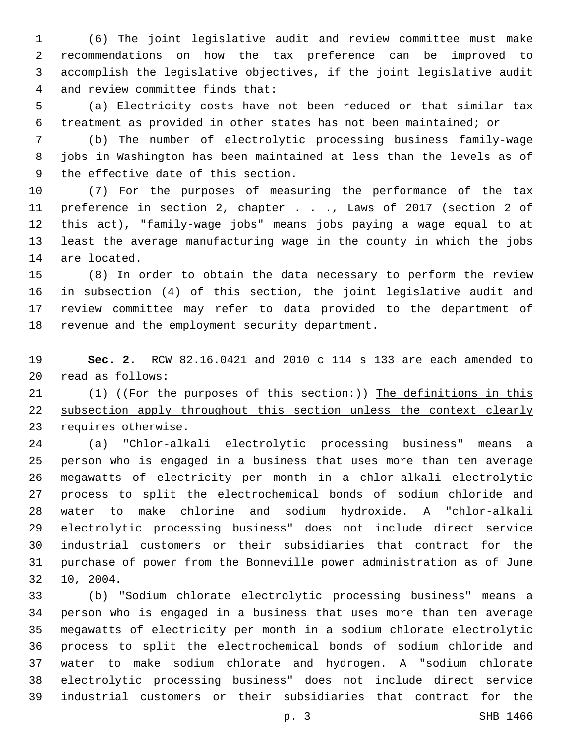(6) The joint legislative audit and review committee must make recommendations on how the tax preference can be improved to accomplish the legislative objectives, if the joint legislative audit and review committee finds that:

(a) Electricity costs have not been reduced or that similar tax treatment as provided in other states has not been maintained; or

(b) The number of electrolytic processing business family-wage jobs in Washington has been maintained at less than the levels as of the effective date of this section.

(7) For the purposes of measuring the performance of the tax preference in section 2, chapter . . ., Laws of 2017 (section 2 of this act), "family-wage jobs" means jobs paying a wage equal to at least the average manufacturing wage in the county in which the jobs are located.

(8) In order to obtain the data necessary to perform the review in subsection (4) of this section, the joint legislative audit and review committee may refer to data provided to the department of revenue and the employment security department.

**Sec. 2.** RCW 82.16.0421 and 2010 c 114 s 133 are each amended to read as follows:

(1) ((~~For the purposes of this section:~~)) <u>The definitions in this subsection apply throughout this section unless the context clearly requires otherwise.</u>

(a) "Chlor-alkali electrolytic processing business" means a person who is engaged in a business that uses more than ten average megawatts of electricity per month in a chlor-alkali electrolytic process to split the electrochemical bonds of sodium chloride and water to make chlorine and sodium hydroxide. A "chlor-alkali electrolytic processing business" does not include direct service industrial customers or their subsidiaries that contract for the purchase of power from the Bonneville power administration as of June 10, 2004.

(b) "Sodium chlorate electrolytic processing business" means a person who is engaged in a business that uses more than ten average megawatts of electricity per month in a sodium chlorate electrolytic process to split the electrochemical bonds of sodium chloride and water to make sodium chlorate and hydrogen. A "sodium chlorate electrolytic processing business" does not include direct service industrial customers or their subsidiaries that contract for the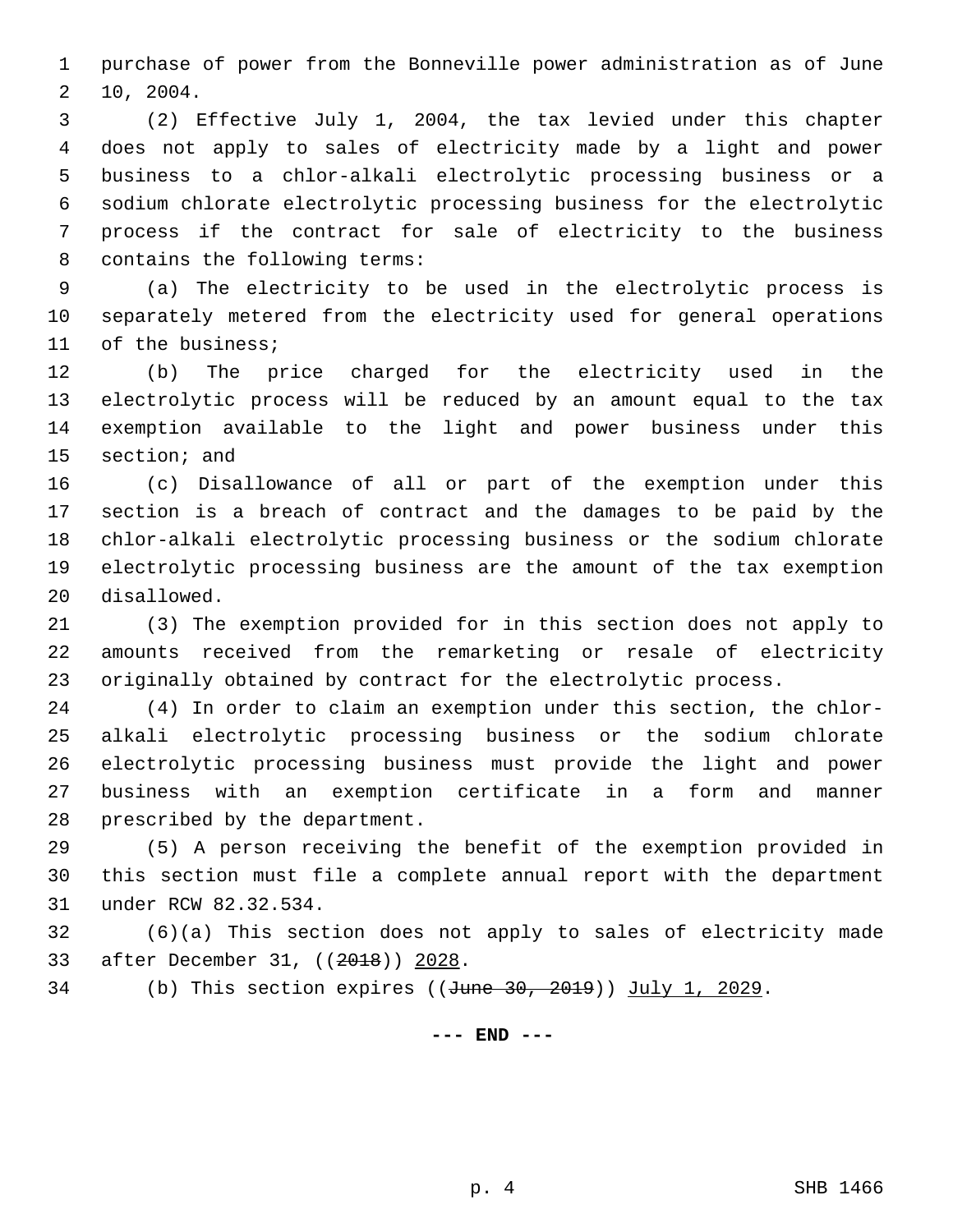purchase of power from the Bonneville power administration as of June 10, 2004.

(2) Effective July 1, 2004, the tax levied under this chapter does not apply to sales of electricity made by a light and power business to a chlor-alkali electrolytic processing business or a sodium chlorate electrolytic processing business for the electrolytic process if the contract for sale of electricity to the business contains the following terms:

(a) The electricity to be used in the electrolytic process is separately metered from the electricity used for general operations of the business;

(b) The price charged for the electricity used in the electrolytic process will be reduced by an amount equal to the tax exemption available to the light and power business under this section; and

(c) Disallowance of all or part of the exemption under this section is a breach of contract and the damages to be paid by the chlor-alkali electrolytic processing business or the sodium chlorate electrolytic processing business are the amount of the tax exemption disallowed.

(3) The exemption provided for in this section does not apply to amounts received from the remarketing or resale of electricity originally obtained by contract for the electrolytic process.

(4) In order to claim an exemption under this section, the chlor-alkali electrolytic processing business or the sodium chlorate electrolytic processing business must provide the light and power business with an exemption certificate in a form and manner prescribed by the department.

(5) A person receiving the benefit of the exemption provided in this section must file a complete annual report with the department under RCW 82.32.534.

(6)(a) This section does not apply to sales of electricity made after December 31, ((~~2018~~)) <u>2028</u>.

(b) This section expires ((~~June 30, 2019~~)) <u>July 1, 2029</u>.

**--- END ---**